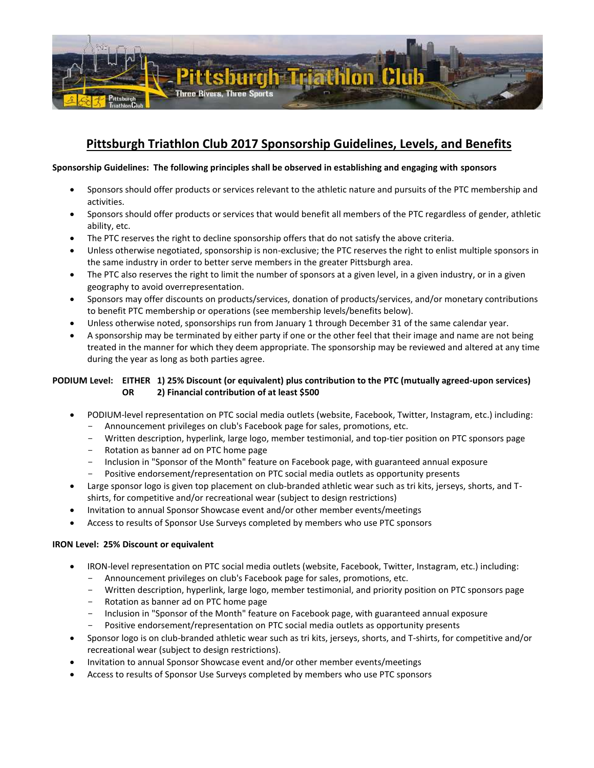# Pittsburgh Triathlon Club 2017 Sponsorship Guidelines, Levels, and Benefits

**Sponsorship Guidelines: The following principles shall be observed in establishing and engaging with sponsors**

- Sponsors should offer products or services relevant to the athletic nature and pursuits of the PTC membership and activities.
- Sponsors should offer products or services that would benefit all members of the PTC regardless of gender, athletic ability, etc.
- The PTC reserves the right to decline sponsorship offers that do not satisfy the above criteria.
- Unless otherwise negotiated, sponsorship is non-exclusive; the PTC reserves the right to enlist multiple sponsors in the same industry in order to better serve members in the greater Pittsburgh area.
- The PTC also reserves the right to limit the number of sponsors at a given level, in a given industry, or in a given geography to avoid overrepresentation.
- Sponsors may offer discounts on products/services, donation of products/services, and/or monetary contributions to benefit PTC membership or operations (see membership levels/benefits below).
- Unless otherwise noted, sponsorships run from January 1 through December 31 of the same calendar year.
- A sponsorship may be terminated by either party if one or the other feel that their image and name are not being treated in the manner for which they deem appropriate. The sponsorship may be reviewed and altered at any time during the year as long as both parties agree.

**PODIUM Level: EITHER 1) 25% Discount (or equivalent) plus contribution to the PTC (mutually agreed-upon services)**
**OR 2) Financial contribution of at least $500**

- PODIUM-level representation on PTC social media outlets (website, Facebook, Twitter, Instagram, etc.) including:
  - Announcement privileges on club's Facebook page for sales, promotions, etc.
  - Written description, hyperlink, large logo, member testimonial, and top-tier position on PTC sponsors page
  - Rotation as banner ad on PTC home page
  - Inclusion in "Sponsor of the Month" feature on Facebook page, with guaranteed annual exposure
  - Positive endorsement/representation on PTC social media outlets as opportunity presents
- Large sponsor logo is given top placement on club-branded athletic wear such as tri kits, jerseys, shorts, and T-shirts, for competitive and/or recreational wear (subject to design restrictions)
- Invitation to annual Sponsor Showcase event and/or other member events/meetings
- Access to results of Sponsor Use Surveys completed by members who use PTC sponsors

**IRON Level: 25% Discount or equivalent**

- IRON-level representation on PTC social media outlets (website, Facebook, Twitter, Instagram, etc.) including:
  - Announcement privileges on club's Facebook page for sales, promotions, etc.
  - Written description, hyperlink, large logo, member testimonial, and priority position on PTC sponsors page
  - Rotation as banner ad on PTC home page
  - Inclusion in "Sponsor of the Month" feature on Facebook page, with guaranteed annual exposure
  - Positive endorsement/representation on PTC social media outlets as opportunity presents
- Sponsor logo is on club-branded athletic wear such as tri kits, jerseys, shorts, and T-shirts, for competitive and/or recreational wear (subject to design restrictions).
- Invitation to annual Sponsor Showcase event and/or other member events/meetings
- Access to results of Sponsor Use Surveys completed by members who use PTC sponsors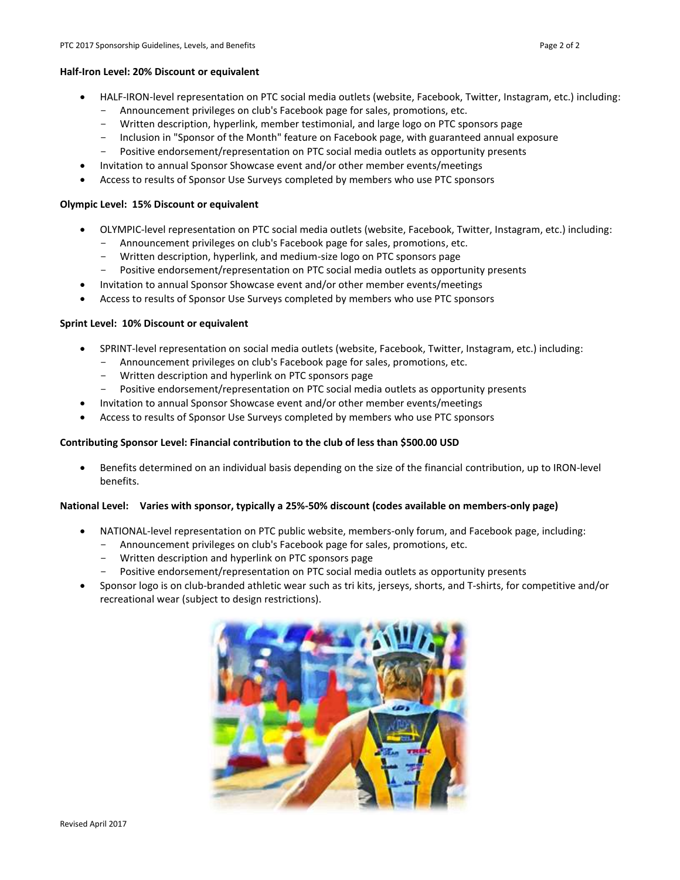**Half-Iron Level: 20% Discount or equivalent**

- HALF-IRON-level representation on PTC social media outlets (website, Facebook, Twitter, Instagram, etc.) including:
  - Announcement privileges on club's Facebook page for sales, promotions, etc.
  - Written description, hyperlink, member testimonial, and large logo on PTC sponsors page
  - Inclusion in "Sponsor of the Month" feature on Facebook page, with guaranteed annual exposure
  - Positive endorsement/representation on PTC social media outlets as opportunity presents
- Invitation to annual Sponsor Showcase event and/or other member events/meetings
- Access to results of Sponsor Use Surveys completed by members who use PTC sponsors

**Olympic Level: 15% Discount or equivalent**

- OLYMPIC-level representation on PTC social media outlets (website, Facebook, Twitter, Instagram, etc.) including:
  - Announcement privileges on club's Facebook page for sales, promotions, etc.
  - Written description, hyperlink, and medium-size logo on PTC sponsors page
  - Positive endorsement/representation on PTC social media outlets as opportunity presents
- Invitation to annual Sponsor Showcase event and/or other member events/meetings
- Access to results of Sponsor Use Surveys completed by members who use PTC sponsors

**Sprint Level: 10% Discount or equivalent**

- SPRINT-level representation on social media outlets (website, Facebook, Twitter, Instagram, etc.) including:
  - Announcement privileges on club's Facebook page for sales, promotions, etc.
  - Written description and hyperlink on PTC sponsors page
  - Positive endorsement/representation on PTC social media outlets as opportunity presents
- Invitation to annual Sponsor Showcase event and/or other member events/meetings
- Access to results of Sponsor Use Surveys completed by members who use PTC sponsors

**Contributing Sponsor Level: Financial contribution to the club of less than $500.00 USD**

- Benefits determined on an individual basis depending on the size of the financial contribution, up to IRON-level benefits.

**National Level: Varies with sponsor, typically a 25%-50% discount (codes available on members-only page)**

- NATIONAL-level representation on PTC public website, members-only forum, and Facebook page, including:
  - Announcement privileges on club's Facebook page for sales, promotions, etc.
  - Written description and hyperlink on PTC sponsors page
  - Positive endorsement/representation on PTC social media outlets as opportunity presents
- Sponsor logo is on club-branded athletic wear such as tri kits, jerseys, shorts, and T-shirts, for competitive and/or recreational wear (subject to design restrictions).

Revised April 2017